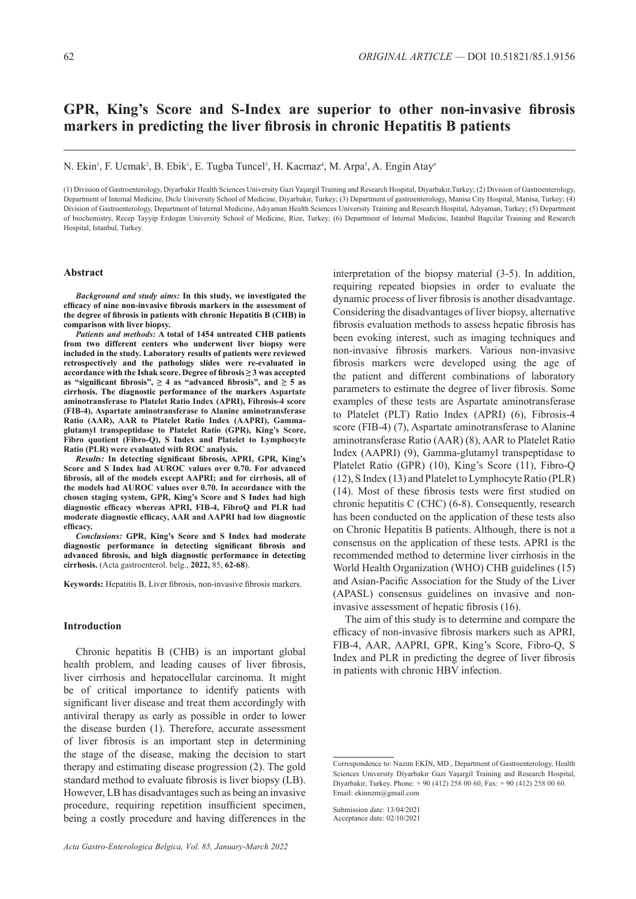ORIGINAL ARTICLE — DOI 10.51821/85.1.9156

# GPR, King's Score and S-Index are superior to other non-invasive fibrosis markers in predicting the liver fibrosis in chronic Hepatitis B patients

N. Ekin[1], F. Ucmak[2], B. Ebik[1], E. Tugba Tuncel[3], H. Kacmaz[4], M. Arpa[5], A. Engin Atay[6]

(1) Division of Gastroenterology, Diyarbakır Health Sciences University Gazi Yaşargil Training and Research Hospital, Diyarbakır,Turkey; (2) Division of Gastroenterology, Department of Internal Medicine, Dicle University School of Medicine, Diyarbakır, Turkey; (3) Department of gastroenterology, Manisa City Hospital, Manisa, Turkey; (4) Division of Gastroenterology, Department of Internal Medicine, Adıyaman Health Sciences University Training and Research Hospital, Adıyaman, Turkey; (5) Department of biochemistry, Recep Tayyip Erdogan University School of Medicine, Rize, Turkey; (6) Department of Internal Medicine, Istanbul Bagcilar Training and Research Hospital, Istanbul, Turkey.

## Abstract

***Background and study aims:*** **In this study, we investigated the efficacy of nine non-invasive fibrosis markers in the assessment of the degree of fibrosis in patients with chronic Hepatitis B (CHB) in comparison with liver biopsy.**

***Patients and methods:*** **A total of 1454 untreated CHB patients from two different centers who underwent liver biopsy were included in the study. Laboratory results of patients were reviewed retrospectively and the pathology slides were re-evaluated in accordance with the Ishak score. Degree of fibrosis ≥ 3 was accepted as "significant fibrosis", ≥ 4 as "advanced fibrosis", and ≥ 5 as cirrhosis. The diagnostic performance of the markers Aspartate aminotransferase to Platelet Ratio Index (APRI), Fibrosis-4 score (FIB-4), Aspartate aminotransferase to Alanine aminotransferase Ratio (AAR), AAR to Platelet Ratio Index (AAPRI), Gamma-glutamyl transpeptidase to Platelet Ratio (GPR), King's Score, Fibro quotient (Fibro-Q), S Index and Platelet to Lymphocyte Ratio (PLR) were evaluated with ROC analysis.**

***Results:*** **In detecting significant fibrosis, APRI, GPR, King's Score and S Index had AUROC values over 0.70. For advanced fibrosis, all of the models except AAPRI; and for cirrhosis, all of the models had AUROC values over 0.70. In accordance with the chosen staging system, GPR, King's Score and S Index had high diagnostic efficacy whereas APRI, FIB-4, FibroQ and PLR had moderate diagnostic efficacy, AAR and AAPRI had low diagnostic efficacy.**

***Conclusions:*** **GPR, King's Score and S Index had moderate diagnostic performance in detecting significant fibrosis and advanced fibrosis, and high diagnostic performance in detecting cirrhosis.** (Acta gastroenterol. belg., **2022,** 85, **62-68**).

**Keywords:** Hepatitis B, Liver fibrosis, non-invasive fibrosis markers.

## Introduction

Chronic hepatitis B (CHB) is an important global health problem, and leading causes of liver fibrosis, liver cirrhosis and hepatocellular carcinoma. It might be of critical importance to identify patients with significant liver disease and treat them accordingly with antiviral therapy as early as possible in order to lower the disease burden (1). Therefore, accurate assessment of liver fibrosis is an important step in determining the stage of the disease, making the decision to start therapy and estimating disease progression (2). The gold standard method to evaluate fibrosis is liver biopsy (LB). However, LB has disadvantages such as being an invasive procedure, requiring repetition insufficient specimen, being a costly procedure and having differences in the interpretation of the biopsy material (3-5). In addition, requiring repeated biopsies in order to evaluate the dynamic process of liver fibrosis is another disadvantage. Considering the disadvantages of liver biopsy, alternative fibrosis evaluation methods to assess hepatic fibrosis has been evoking interest, such as imaging techniques and non-invasive fibrosis markers. Various non-invasive fibrosis markers were developed using the age of the patient and different combinations of laboratory parameters to estimate the degree of liver fibrosis. Some examples of these tests are Aspartate aminotransferase to Platelet (PLT) Ratio Index (APRI) (6), Fibrosis-4 score (FIB-4) (7), Aspartate aminotransferase to Alanine aminotransferase Ratio (AAR) (8), AAR to Platelet Ratio Index (AAPRI) (9), Gamma-glutamyl transpeptidase to Platelet Ratio (GPR) (10), King's Score (11), Fibro-Q (12), S Index (13) and Platelet to Lymphocyte Ratio (PLR) (14). Most of these fibrosis tests were first studied on chronic hepatitis C (CHC) (6-8). Consequently, research has been conducted on the application of these tests also on Chronic Hepatitis B patients. Although, there is not a consensus on the application of these tests. APRI is the recommended method to determine liver cirrhosis in the World Health Organization (WHO) CHB guidelines (15) and Asian-Pacific Association for the Study of the Liver (APASL) consensus guidelines on invasive and non-invasive assessment of hepatic fibrosis (16).

The aim of this study is to determine and compare the efficacy of non-invasive fibrosis markers such as APRI, FIB-4, AAR, AAPRI, GPR, King's Score, Fibro-Q, S Index and PLR in predicting the degree of liver fibrosis in patients with chronic HBV infection.

Correspondence to: Nazım EKİN, MD., Department of Gastroenterology, Health Sciences University Diyarbakır Gazi Yaşargil Training and Research Hospital, Diyarbakır, Turkey. Phone: + 90 (412) 258 00 60, Fax: + 90 (412) 258 00 60. Email: ekinnzm@gmail.com

Submission date: 13/04/2021
Acceptance date: 02/10/2021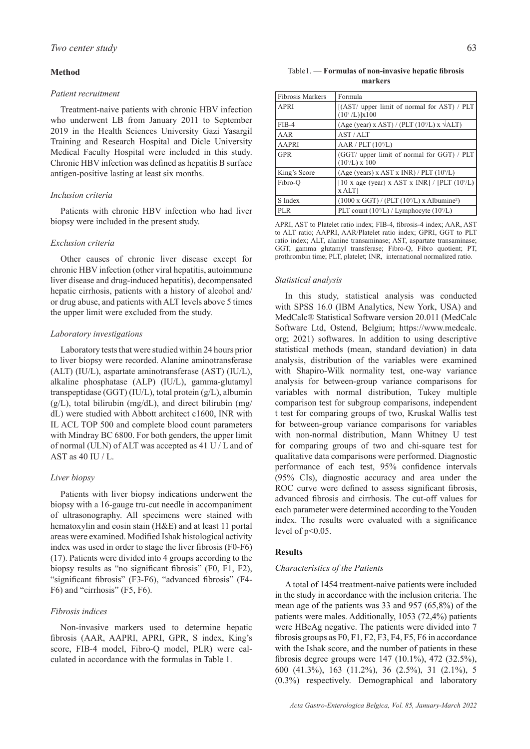## Method

### *Patient recruitment*

Treatment-naive patients with chronic HBV infection who underwent LB from January 2011 to September 2019 in the Health Sciences University Gazi Yasargil Training and Research Hospital and Dicle University Medical Faculty Hospital were included in this study. Chronic HBV infection was defined as hepatitis B surface antigen-positive lasting at least six months.

### *Inclusion criteria*

Patients with chronic HBV infection who had liver biopsy were included in the present study.

### *Exclusion criteria*

Other causes of chronic liver disease except for chronic HBV infection (other viral hepatitis, autoimmune liver disease and drug-induced hepatitis), decompensated hepatic cirrhosis, patients with a history of alcohol and/or drug abuse, and patients with ALT levels above 5 times the upper limit were excluded from the study.

### *Laboratory investigations*

Laboratory tests that were studied within 24 hours prior to liver biopsy were recorded. Alanine aminotransferase (ALT) (IU/L), aspartate aminotransferase (AST) (IU/L), alkaline phosphatase (ALP) (IU/L), gamma-glutamyl transpeptidase (GGT) (IU/L), total protein (g/L), albumin (g/L), total bilirubin (mg/dL), and direct bilirubin (mg/dL) were studied with Abbott architect c1600, INR with IL ACL TOP 500 and complete blood count parameters with Mindray BC 6800. For both genders, the upper limit of normal (ULN) of ALT was accepted as 41 U / L and of AST as 40 IU / L.

### *Liver biopsy*

Patients with liver biopsy indications underwent the biopsy with a 16-gauge tru-cut needle in accompaniment of ultrasonography. All specimens were stained with hematoxylin and eosin stain (H&E) and at least 11 portal areas were examined. Modified Ishak histological activity index was used in order to stage the liver fibrosis (F0-F6) (17). Patients were divided into 4 groups according to the biopsy results as "no significant fibrosis" (F0, F1, F2), "significant fibrosis" (F3-F6), "advanced fibrosis" (F4-F6) and "cirrhosis" (F5, F6).

### *Fibrosis indices*

Non-invasive markers used to determine hepatic fibrosis (AAR, AAPRI, APRI, GPR, S index, King's score, FIB-4 model, Fibro-Q model, PLR) were calculated in accordance with the formulas in Table 1.

Table1. — **Formulas of non-invasive hepatic fibrosis markers**

| Fibrosis Markers | Formula |
|---|---|
| APRI | [(AST/ upper limit of normal for AST) / PLT ($10^9$ /L)]x100 |
| FIB-4 | (Age (year) x AST) / (PLT ($10^9$/L) x $\sqrt{ALT}$) |
| AAR | AST / ALT |
| AAPRI | AAR / PLT ($10^9$/L) |
| GPR | (GGT/ upper limit of normal for GGT) / PLT ($10^9$/L) x 100 |
| King's Score | (Age (years) x AST x INR) / PLT ($10^9$/L) |
| Fıbro-Q | [10 x age (year) x AST x INR] / [PLT ($10^9$/L) x ALT] |
| S Index | (1000 x GGT) / (PLT ($10^9$/L) x Albumine$^2$) |
| PLR | PLT count ($10^9$/L) / Lymphocyte ($10^9$/L) |

APRI, AST to Platelet ratio index; FIB-4, fibrosis-4 index; AAR, AST to ALT ratio; AAPRI, AAR/Platelet ratio index; GPRI, GGT to PLT ratio index; ALT, alanine transaminase; AST, aspartate transaminase; GGT, gamma glutamyl transferase; Fibro-Q, Fibro quotient; PT, prothrombin time; PLT, platelet; INR, international normalized ratio.

### *Statistical analysis*

In this study, statistical analysis was conducted with SPSS 16.0 (IBM Analytics, New York, USA) and MedCalc® Statistical Software version 20.011 (MedCalc Software Ltd, Ostend, Belgium; https://www.medcalc.org; 2021) softwares. In addition to using descriptive statistical methods (mean, standard deviation) in data analysis, distribution of the variables were examined with Shapiro-Wilk normality test, one-way variance analysis for between-group variance comparisons for variables with normal distribution, Tukey multiple comparison test for subgroup comparisons, independent t test for comparing groups of two, Kruskal Wallis test for between-group variance comparisons for variables with non-normal distribution, Mann Whitney U test for comparing groups of two and chi-square test for qualitative data comparisons were performed. Diagnostic performance of each test, 95% confidence intervals (95% CIs), diagnostic accuracy and area under the ROC curve were defined to assess significant fibrosis, advanced fibrosis and cirrhosis. The cut-off values for each parameter were determined according to the Youden index. The results were evaluated with a significance level of $p<0.05$.

## Results

### *Characteristics of the Patients*

A total of 1454 treatment-naive patients were included in the study in accordance with the inclusion criteria. The mean age of the patients was 33 and 957 (65,8%) of the patients were males. Additionally, 1053 (72,4%) patients were HBeAg negative. The patients were divided into 7 fibrosis groups as F0, F1, F2, F3, F4, F5, F6 in accordance with the Ishak score, and the number of patients in these fibrosis degree groups were 147 (10.1%), 472 (32.5%), 600 (41.3%), 163 (11.2%), 36 (2.5%), 31 (2.1%), 5 (0.3%) respectively. Demographical and laboratory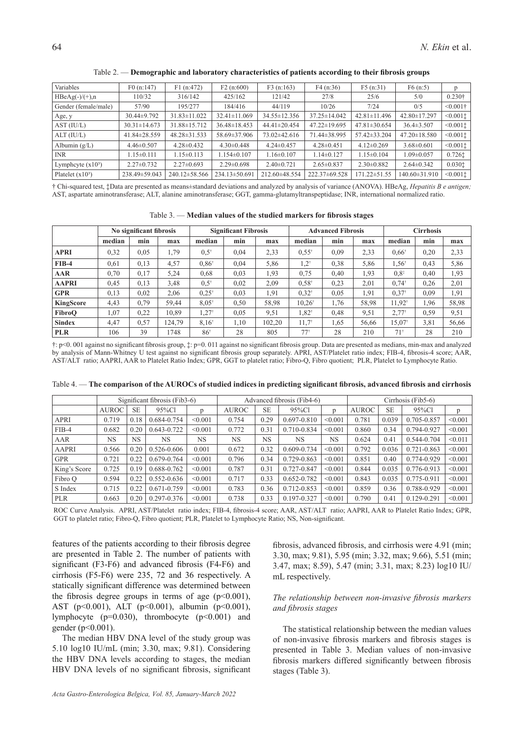Table 2. — **Demographic and laboratory characteristics of patients according to their fibrosis groups**

| Variables | F0 (n:147) | F1 (n:472) | F2 (n:600) | F3 (n:163) | F4 (n:36) | F5 (n:31) | F6 (n:5) | p |
|---|---|---|---|---|---|---|---|---|
| HBeAg(-)/(+),n | 110/32 | 316/142 | 425/162 | 121/42 | 27/8 | 25/6 | 5/0 | 0.230† |
| Gender (female/male) | 57/90 | 195/277 | 184/416 | 44/119 | 10/26 | 7/24 | 0/5 | <0.001† |
| Age, y | 30.44±9.792 | 31.83±11.022 | 32.41±11.069 | 34.55±12.356 | 37.25±14.042 | 42.81±11.496 | 42.80±17.297 | <0.001‡ |
| AST (IU/L) | 30.31±14.673 | 31.88±15.712 | 36.48±18.453 | 44.41±20.454 | 47.22±19.695 | 47.81±30.654 | 36.4±3.507 | <0.001‡ |
| ALT (IU/L) | 41.84±28.559 | 48.28±31.533 | 58.69±37.906 | 73.02±42.616 | 71.44±38.995 | 57.42±33.204 | 47.20±18.580 | <0.001‡ |
| Albumin (g/L) | 4.46±0.507 | 4.28±0.432 | 4.30±0.448 | 4.24±0.457 | 4.28±0.451 | 4.12±0.269 | 3.68±0.601 | <0.001‡ |
| INR | 1.15±0.111 | 1.15±0.113 | 1.154±0.107 | 1.16±0.107 | 1.14±0.127 | 1.15±0.104 | 1.09±0.057 | 0.726‡ |
| Lymphcyte ($x10^3$) | 2.27±0.732 | 2.27±0.693 | 2.29±0.698 | 2.40±0.721 | 2.65±0.837 | 2.30±0.882 | 2.64±0.342 | 0.030‡ |
| Platelet ($x10^3$) | 238.49±59.043 | 240.12±58.566 | 234.13±50.691 | 212.60±48.554 | 222.37±69.528 | 171.22±51.55 | 140.60±31.910 | <0.001‡ |

† Chi-squared test, ‡Data are presented as means±standard deviations and analyzed by analysis of variance (ANOVA). HBeAg, *Hepatitis B e antigen;* AST, aspartate aminotransferase; ALT, alanine aminotransferase; GGT, gamma-glutamyltranspeptidase; INR, international normalized ratio.

Table 3. — **Median values of the studied markers for fibrosis stages**

| | No significant fibrosis | | | Significant Fibrosis | | | Advanced Fibrosis | | | Cirrhosis | | |
|---|---|---|---|---|---|---|---|---|---|---|---|---|
| | median | min | max | median | min | max | median | min | max | median | min | max |
| **APRI** | 0,32 | 0,05 | 1,79 | 0,5† | 0,04 | 2,33 | 0,55† | 0,09 | 2,33 | 0,66† | 0,20 | 2,33 |
| **FIB-4** | 0,61 | 0,13 | 4,57 | 0,86† | 0,04 | 5,86 | 1,2† | 0,38 | 5,86 | 1,56† | 0,43 | 5,86 |
| **AAR** | 0,70 | 0,17 | 5,24 | 0,68 | 0,03 | 1,93 | 0,75 | 0,40 | 1,93 | 0,8‡ | 0,40 | 1,93 |
| **AAPRI** | 0,45 | 0,13 | 3,48 | 0,5† | 0,02 | 2,09 | 0,58† | 0,23 | 2,01 | 0,74† | 0,26 | 2,01 |
| **GPR** | 0,13 | 0,02 | 2,06 | 0,25† | 0,03 | 1,91 | 0,32† | 0,05 | 1,91 | 0,37† | 0,09 | 1,91 |
| **KingScore** | 4,43 | 0,79 | 59,44 | 8,05† | 0,50 | 58,98 | 10,26† | 1,76 | 58,98 | 11,92† | 1,96 | 58,98 |
| **FibroQ** | 1,07 | 0,22 | 10,89 | 1,27† | 0,05 | 9,51 | 1,82† | 0,48 | 9,51 | 2,77† | 0,59 | 9,51 |
| **Sindex** | 4,47 | 0,57 | 124,79 | 8,16† | 1,10 | 102,20 | 11,7† | 1,65 | 56,66 | 15,07† | 3,81 | 56,66 |
| **PLR** | 106 | 39 | 1748 | 86† | 28 | 805 | 77† | 28 | 210 | 71† | 28 | 210 |

†: p<0. 001 against no significant fibrosis group, ‡: p=0. 011 against no significant fibrosis group. Data are presented as medians, min-max and analyzed by analysis of Mann-Whitney U test against no significant fibrosis group separately. APRI, AST/Platelet ratio index; FIB-4, fibrosis-4 score; AAR, AST/ALT ratio; AAPRI, AAR to Platelet Ratio Index; GPR, GGT to platelet ratio; Fibro-Q, Fibro quotient; PLR, Platelet to Lymphocyte Ratio.

Table 4. — **The comparison of the AUROCs of studied indices in predicting significant fibrosis, advanced fibrosis and cirrhosis**

| | Significant fibrosis (Fib3-6) | | | | Advanced fibrosis (Fib4-6) | | | | Cirrhosis (Fib5-6) | | | |
|---|---|---|---|---|---|---|---|---|---|---|---|---|
| | AUROC | SE | 95%Cl | p | AUROC | SE | 95%Cl | p | AUROC | SE | 95%Cl | p |
| APRI | 0.719 | 0.18 | 0.684-0.754 | <0.001 | 0.754 | 0.29 | 0.697-0.810 | <0.001 | 0.781 | 0.039 | 0.705-0.857 | <0.001 |
| FIB-4 | 0.682 | 0.20 | 0.643-0.722 | <0.001 | 0.772 | 0.31 | 0.710-0.834 | <0.001 | 0.860 | 0.34 | 0.794-0.927 | <0.001 |
| AAR | NS | NS | NS | NS | NS | NS | NS | NS | 0.624 | 0.41 | 0.544-0.704 | <0.011 |
| AAPRI | 0.566 | 0.20 | 0.526-0.606 | 0.001 | 0.672 | 0.32 | 0.609-0.734 | <0.001 | 0.792 | 0.036 | 0.721-0.863 | <0.001 |
| GPR | 0.721 | 0.22 | 0.679-0.764 | <0.001 | 0.796 | 0.34 | 0.729-0.863 | <0.001 | 0.851 | 0.40 | 0.774-0.929 | <0.001 |
| King's Score | 0.725 | 0.19 | 0.688-0.762 | <0.001 | 0.787 | 0.31 | 0.727-0.847 | <0.001 | 0.844 | 0.035 | 0.776-0.913 | <0.001 |
| Fibro Q | 0.594 | 0.22 | 0.552-0.636 | <0.001 | 0.717 | 0.33 | 0.652-0.782 | <0.001 | 0.843 | 0.035 | 0.775-0.911 | <0.001 |
| S Index | 0.715 | 0.22 | 0.671-0.759 | <0.001 | 0.783 | 0.36 | 0.712-0.853 | <0.001 | 0.859 | 0.36 | 0.788-0.929 | <0.001 |
| PLR | 0.663 | 0.20 | 0.297-0.376 | <0.001 | 0.738 | 0.33 | 0.197-0.327 | <0.001 | 0.790 | 0.41 | 0.129-0.291 | <0.001 |

ROC Curve Analysis. APRI, AST/Platelet ratio index; FIB-4, fibrosis-4 score; AAR, AST/ALT ratio; AAPRI, AAR to Platelet Ratio Index; GPR, GGT to platelet ratio; Fibro-Q, Fibro quotient; PLR, Platelet to Lymphocyte Ratio; NS, Non-significant.

features of the patients according to their fibrosis degree are presented in Table 2. The number of patients with significant (F3-F6) and advanced fibrosis (F4-F6) and cirrhosis (F5-F6) were 235, 72 and 36 respectively. A statically significant difference was determined between the fibrosis degree groups in terms of age (p<0.001), AST (p<0.001), ALT (p<0.001), albumin (p<0.001), lymphocyte (p=0.030), thrombocyte (p<0.001) and gender (p<0.001).

The median HBV DNA level of the study group was 5.10 log10 IU/mL (min; 3.30, max; 9.81). Considering the HBV DNA levels according to stages, the median HBV DNA levels of no significant fibrosis, significant fibrosis, advanced fibrosis, and cirrhosis were 4.91 (min; 3.30, max; 9.81), 5.95 (min; 3.32, max; 9.66), 5.51 (min; 3.47, max; 8.59), 5.47 (min; 3.31, max; 8.23) log10 IU/mL respectively.

### *The relationship between non-invasive fibrosis markers and fibrosis stages*

The statistical relationship between the median values of non-invasive fibrosis markers and fibrosis stages is presented in Table 3. Median values of non-invasive fibrosis markers differed significantly between fibrosis stages (Table 3).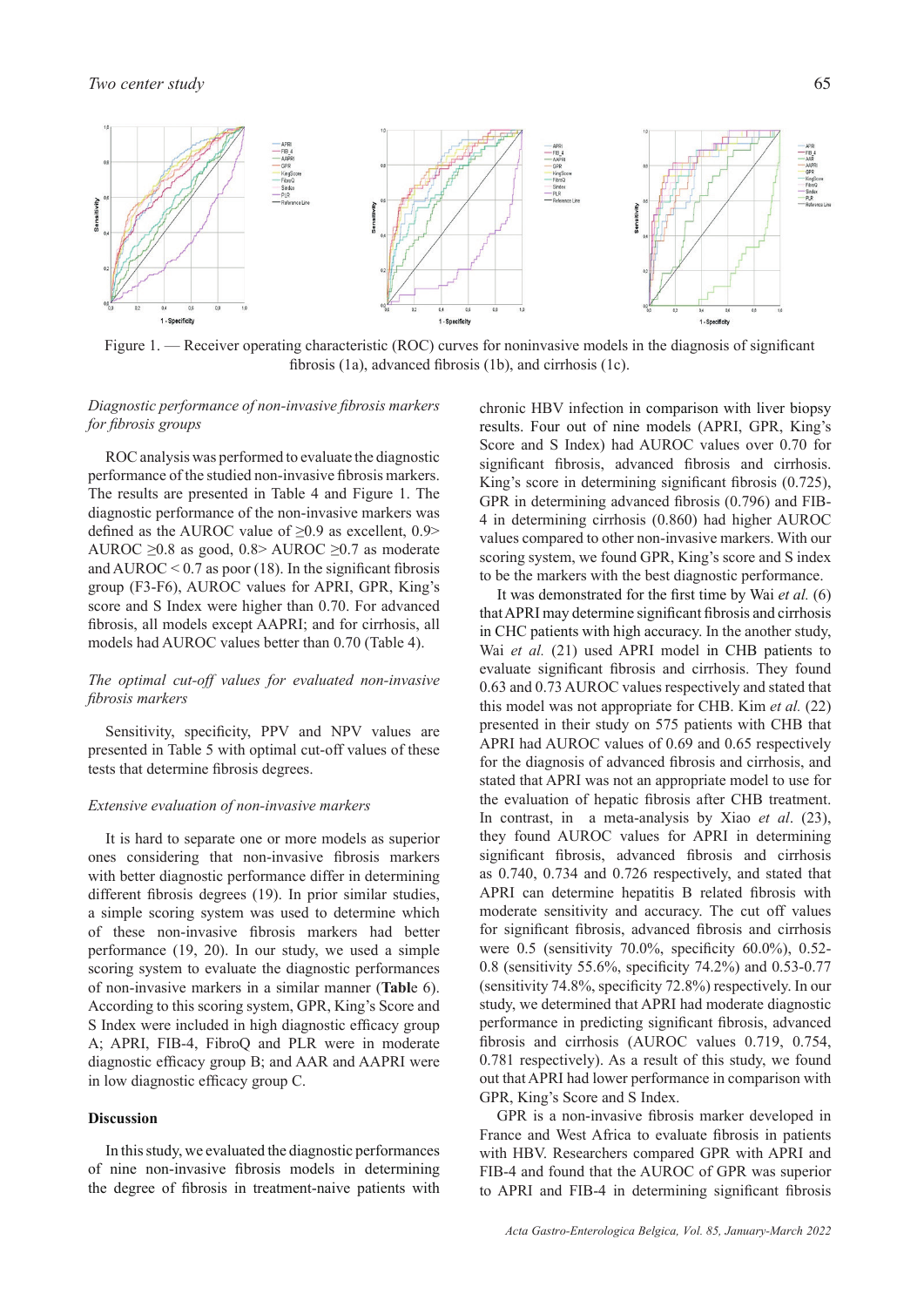Figure 1. — Receiver operating characteristic (ROC) curves for noninvasive models in the diagnosis of significant fibrosis (1a), advanced fibrosis (1b), and cirrhosis (1c).

*Diagnostic performance of non-invasive fibrosis markers for fibrosis groups*

ROC analysis was performed to evaluate the diagnostic performance of the studied non-invasive fibrosis markers. The results are presented in Table 4 and Figure 1. The diagnostic performance of the non-invasive markers was defined as the AUROC value of ≥0.9 as excellent, 0.9> AUROC ≥0.8 as good, 0.8> AUROC ≥0.7 as moderate and AUROC < 0.7 as poor (18). In the significant fibrosis group (F3-F6), AUROC values for APRI, GPR, King's score and S Index were higher than 0.70. For advanced fibrosis, all models except AAPRI; and for cirrhosis, all models had AUROC values better than 0.70 (Table 4).

*The optimal cut-off values for evaluated non-invasive fibrosis markers*

Sensitivity, specificity, PPV and NPV values are presented in Table 5 with optimal cut-off values of these tests that determine fibrosis degrees.

*Extensive evaluation of non-invasive markers*

It is hard to separate one or more models as superior ones considering that non-invasive fibrosis markers with better diagnostic performance differ in determining different fibrosis degrees (19). In prior similar studies, a simple scoring system was used to determine which of these non-invasive fibrosis markers had better performance (19, 20). In our study, we used a simple scoring system to evaluate the diagnostic performances of non-invasive markers in a similar manner (**Tabl**e 6). According to this scoring system, GPR, King's Score and S Index were included in high diagnostic efficacy group A; APRI, FIB-4, FibroQ and PLR were in moderate diagnostic efficacy group B; and AAR and AAPRI were in low diagnostic efficacy group C.

## Discussion

In this study, we evaluated the diagnostic performances of nine non-invasive fibrosis models in determining the degree of fibrosis in treatment-naive patients with chronic HBV infection in comparison with liver biopsy results. Four out of nine models (APRI, GPR, King's Score and S Index) had AUROC values over 0.70 for significant fibrosis, advanced fibrosis and cirrhosis. King's score in determining significant fibrosis (0.725), GPR in determining advanced fibrosis (0.796) and FIB-4 in determining cirrhosis (0.860) had higher AUROC values compared to other non-invasive markers. With our scoring system, we found GPR, King's score and S index to be the markers with the best diagnostic performance.

It was demonstrated for the first time by Wai *et al.* (6) that APRI may determine significant fibrosis and cirrhosis in CHC patients with high accuracy. In the another study, Wai *et al.* (21) used APRI model in CHB patients to evaluate significant fibrosis and cirrhosis. They found 0.63 and 0.73 AUROC values respectively and stated that this model was not appropriate for CHB. Kim *et al.* (22) presented in their study on 575 patients with CHB that APRI had AUROC values of 0.69 and 0.65 respectively for the diagnosis of advanced fibrosis and cirrhosis, and stated that APRI was not an appropriate model to use for the evaluation of hepatic fibrosis after CHB treatment. In contrast, in a meta-analysis by Xiao *et al*. (23), they found AUROC values for APRI in determining significant fibrosis, advanced fibrosis and cirrhosis as 0.740, 0.734 and 0.726 respectively, and stated that APRI can determine hepatitis B related fibrosis with moderate sensitivity and accuracy. The cut off values for significant fibrosis, advanced fibrosis and cirrhosis were 0.5 (sensitivity 70.0%, specificity 60.0%), 0.52-0.8 (sensitivity 55.6%, specificity 74.2%) and 0.53-0.77 (sensitivity 74.8%, specificity 72.8%) respectively. In our study, we determined that APRI had moderate diagnostic performance in predicting significant fibrosis, advanced fibrosis and cirrhosis (AUROC values 0.719, 0.754, 0.781 respectively). As a result of this study, we found out that APRI had lower performance in comparison with GPR, King's Score and S Index.

GPR is a non-invasive fibrosis marker developed in France and West Africa to evaluate fibrosis in patients with HBV. Researchers compared GPR with APRI and FIB-4 and found that the AUROC of GPR was superior to APRI and FIB-4 in determining significant fibrosis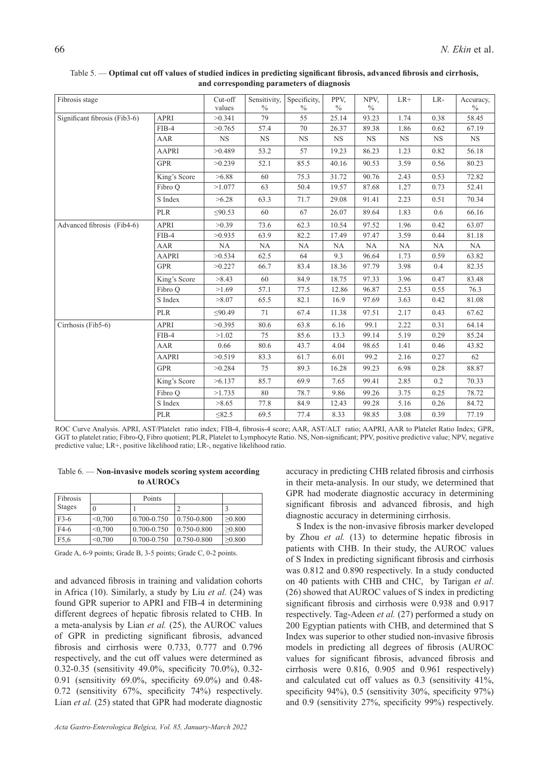Table 5. — **Optimal cut off values of studied indices in predicting significant fibrosis, advanced fibrosis and cirrhosis, and corresponding parameters of diagnosis**

| Fibrosis stage | | Cut-off values | Sensitivity, % | Specificity, % | PPV, % | NPV, % | LR+ | LR- | Accuracy, % |
|---|---|---|---|---|---|---|---|---|---|
| Significant fibrosis (Fib3-6) | APRI | >0.341 | 79 | 55 | 25.14 | 93.23 | 1.74 | 0.38 | 58.45 |
| | FIB-4 | >0.765 | 57.4 | 70 | 26.37 | 89.38 | 1.86 | 0.62 | 67.19 |
| | AAR | NS | NS | NS | NS | NS | NS | NS | NS |
| | AAPRI | >0.489 | 53.2 | 57 | 19.23 | 86.23 | 1.23 | 0.82 | 56.18 |
| | GPR | >0.239 | 52.1 | 85.5 | 40.16 | 90.53 | 3.59 | 0.56 | 80.23 |
| | King's Score | >6.88 | 60 | 75.3 | 31.72 | 90.76 | 2.43 | 0.53 | 72.82 |
| | Fibro Q | >1.077 | 63 | 50.4 | 19.57 | 87.68 | 1.27 | 0.73 | 52.41 |
| | S Index | >6.28 | 63.3 | 71.7 | 29.08 | 91.41 | 2.23 | 0.51 | 70.34 |
| | PLR | ≤90.53 | 60 | 67 | 26.07 | 89.64 | 1.83 | 0.6 | 66.16 |
| Advanced fibrosis (Fib4-6) | APRI | >0.39 | 73.6 | 62.3 | 10.54 | 97.52 | 1.96 | 0.42 | 63.07 |
| | FIB-4 | >0.935 | 63.9 | 82.2 | 17.49 | 97.47 | 3.59 | 0.44 | 81.18 |
| | AAR | NA | NA | NA | NA | NA | NA | NA | NA |
| | AAPRI | >0.534 | 62.5 | 64 | 9.3 | 96.64 | 1.73 | 0.59 | 63.82 |
| | GPR | >0.227 | 66.7 | 83.4 | 18.36 | 97.79 | 3.98 | 0.4 | 82.35 |
| | King's Score | >8.43 | 60 | 84.9 | 18.75 | 97.33 | 3.96 | 0.47 | 83.48 |
| | Fibro Q | >1.69 | 57.1 | 77.5 | 12.86 | 96.87 | 2.53 | 0.55 | 76.3 |
| | S Index | >8.07 | 65.5 | 82.1 | 16.9 | 97.69 | 3.63 | 0.42 | 81.08 |
| | PLR | ≤90.49 | 71 | 67.4 | 11.38 | 97.51 | 2.17 | 0.43 | 67.62 |
| Cirrhosis (Fib5-6) | APRI | >0.395 | 80.6 | 63.8 | 6.16 | 99.1 | 2.22 | 0.31 | 64.14 |
| | FIB-4 | >1.02 | 75 | 85.6 | 13.3 | 99.14 | 5.19 | 0.29 | 85.24 |
| | AAR | 0.66 | 80.6 | 43.7 | 4.04 | 98.65 | 1.41 | 0.46 | 43.82 |
| | AAPRI | >0.519 | 83.3 | 61.7 | 6.01 | 99.2 | 2.16 | 0.27 | 62 |
| | GPR | >0.284 | 75 | 89.3 | 16.28 | 99.23 | 6.98 | 0.28 | 88.87 |
| | King's Score | >6.137 | 85.7 | 69.9 | 7.65 | 99.41 | 2.85 | 0.2 | 70.33 |
| | Fibro Q | >1.735 | 80 | 78.7 | 9.86 | 99.26 | 3.75 | 0.25 | 78.72 |
| | S Index | >8.65 | 77.8 | 84.9 | 12.43 | 99.28 | 5.16 | 0.26 | 84.72 |
| | PLR | ≤82.5 | 69.5 | 77.4 | 8.33 | 98.85 | 3.08 | 0.39 | 77.19 |

ROC Curve Analysis. APRI, AST/Platelet ratio index; FIB-4, fibrosis-4 score; AAR, AST/ALT ratio; AAPRI, AAR to Platelet Ratio Index; GPR, GGT to platelet ratio; Fibro-Q, Fibro quotient; PLR, Platelet to Lymphocyte Ratio. NS, Non-significant; PPV, positive predictive value; NPV, negative predictive value; LR+, positive likelihood ratio; LR-, negative likelihood ratio.

Table 6. — **Non-invasive models scoring system according to AUROCs**

| Fibrosis Stages | Points | | | |
|---|---|---|---|---|
| | 0 | 1 | 2 | 3 |
| F3-6 | <0,700 | 0.700-0.750 | 0.750-0.800 | ≥0.800 |
| F4-6 | <0,700 | 0.700-0.750 | 0.750-0.800 | ≥0.800 |
| F5,6 | <0,700 | 0.700-0.750 | 0.750-0.800 | ≥0.800 |

Grade A, 6-9 points; Grade B, 3-5 points; Grade C, 0-2 points.

and advanced fibrosis in training and validation cohorts in Africa (10). Similarly, a study by Liu *et al.* (24) was found GPR superior to APRI and FIB-4 in determining different degrees of hepatic fibrosis related to CHB. In a meta-analysis by Lian *et al.* (25)*,* the AUROC values of GPR in predicting significant fibrosis, advanced fibrosis and cirrhosis were 0.733, 0.777 and 0.796 respectively, and the cut off values were determined as 0.32-0.35 (sensitivity 49.0%, specificity 70.0%), 0.32-0.91 (sensitivity 69.0%, specificity 69.0%) and 0.48-0.72 (sensitivity 67%, specificity 74%) respectively. Lian *et al.* (25) stated that GPR had moderate diagnostic accuracy in predicting CHB related fibrosis and cirrhosis in their meta-analysis. In our study, we determined that GPR had moderate diagnostic accuracy in determining significant fibrosis and advanced fibrosis, and high diagnostic accuracy in determining cirrhosis.

S Index is the non-invasive fibrosis marker developed by Zhou *et al.* (13) to determine hepatic fibrosis in patients with CHB. In their study, the AUROC values of S Index in predicting significant fibrosis and cirrhosis was 0.812 and 0.890 respectively. In a study conducted on 40 patients with CHB and CHC, by Tarigan *et al*. (26) showed that AUROC values of S index in predicting significant fibrosis and cirrhosis were 0.938 and 0.917 respectively. Tag-Adeen *et al.* (27) performed a study on 200 Egyptian patients with CHB, and determined that S Index was superior to other studied non-invasive fibrosis models in predicting all degrees of fibrosis (AUROC values for significant fibrosis, advanced fibrosis and cirrhosis were 0.816, 0.905 and 0.961 respectively) and calculated cut off values as 0.3 (sensitivity 41%, specificity 94%), 0.5 (sensitivity 30%, specificity 97%) and 0.9 (sensitivity 27%, specificity 99%) respectively.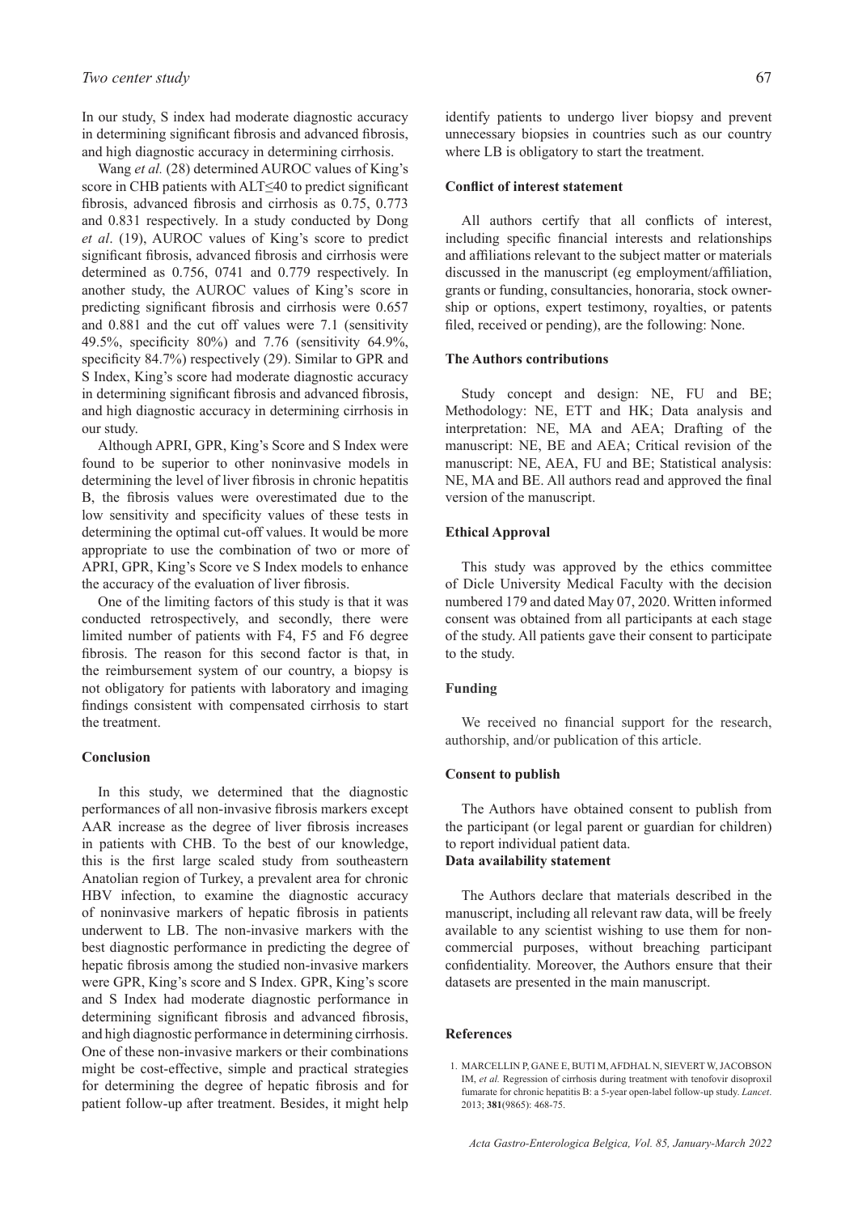In our study, S index had moderate diagnostic accuracy in determining significant fibrosis and advanced fibrosis, and high diagnostic accuracy in determining cirrhosis.

Wang *et al.* (28) determined AUROC values of King's score in CHB patients with ALT≤40 to predict significant fibrosis, advanced fibrosis and cirrhosis as 0.75, 0.773 and 0.831 respectively. In a study conducted by Dong *et al*. (19), AUROC values of King's score to predict significant fibrosis, advanced fibrosis and cirrhosis were determined as 0.756, 0741 and 0.779 respectively. In another study, the AUROC values of King's score in predicting significant fibrosis and cirrhosis were 0.657 and 0.881 and the cut off values were 7.1 (sensitivity 49.5%, specificity 80%) and 7.76 (sensitivity 64.9%, specificity 84.7%) respectively (29). Similar to GPR and S Index, King's score had moderate diagnostic accuracy in determining significant fibrosis and advanced fibrosis, and high diagnostic accuracy in determining cirrhosis in our study.

Although APRI, GPR, King's Score and S Index were found to be superior to other noninvasive models in determining the level of liver fibrosis in chronic hepatitis B, the fibrosis values were overestimated due to the low sensitivity and specificity values of these tests in determining the optimal cut-off values. It would be more appropriate to use the combination of two or more of APRI, GPR, King's Score ve S Index models to enhance the accuracy of the evaluation of liver fibrosis.

One of the limiting factors of this study is that it was conducted retrospectively, and secondly, there were limited number of patients with F4, F5 and F6 degree fibrosis. The reason for this second factor is that, in the reimbursement system of our country, a biopsy is not obligatory for patients with laboratory and imaging findings consistent with compensated cirrhosis to start the treatment.

### Conclusion

In this study, we determined that the diagnostic performances of all non-invasive fibrosis markers except AAR increase as the degree of liver fibrosis increases in patients with CHB. To the best of our knowledge, this is the first large scaled study from southeastern Anatolian region of Turkey, a prevalent area for chronic HBV infection, to examine the diagnostic accuracy of noninvasive markers of hepatic fibrosis in patients underwent to LB. The non-invasive markers with the best diagnostic performance in predicting the degree of hepatic fibrosis among the studied non-invasive markers were GPR, King's score and S Index. GPR, King's score and S Index had moderate diagnostic performance in determining significant fibrosis and advanced fibrosis, and high diagnostic performance in determining cirrhosis. One of these non-invasive markers or their combinations might be cost-effective, simple and practical strategies for determining the degree of hepatic fibrosis and for patient follow-up after treatment. Besides, it might help identify patients to undergo liver biopsy and prevent unnecessary biopsies in countries such as our country where LB is obligatory to start the treatment.

### Conflict of interest statement

All authors certify that all conflicts of interest, including specific financial interests and relationships and affiliations relevant to the subject matter or materials discussed in the manuscript (eg employment/affiliation, grants or funding, consultancies, honoraria, stock ownership or options, expert testimony, royalties, or patents filed, received or pending), are the following: None.

### The Authors contributions

Study concept and design: NE, FU and BE; Methodology: NE, ETT and HK; Data analysis and interpretation: NE, MA and AEA; Drafting of the manuscript: NE, BE and AEA; Critical revision of the manuscript: NE, AEA, FU and BE; Statistical analysis: NE, MA and BE. All authors read and approved the final version of the manuscript.

### Ethical Approval

This study was approved by the ethics committee of Dicle University Medical Faculty with the decision numbered 179 and dated May 07, 2020. Written informed consent was obtained from all participants at each stage of the study. All patients gave their consent to participate to the study.

### Funding

We received no financial support for the research, authorship, and/or publication of this article.

### Consent to publish

The Authors have obtained consent to publish from the participant (or legal parent or guardian for children) to report individual patient data.

### Data availability statement

The Authors declare that materials described in the manuscript, including all relevant raw data, will be freely available to any scientist wishing to use them for non-commercial purposes, without breaching participant confidentiality. Moreover, the Authors ensure that their datasets are presented in the main manuscript.

### References

1. MARCELLIN P, GANE E, BUTI M, AFDHAL N, SIEVERT W, JACOBSON IM, *et al.* Regression of cirrhosis during treatment with tenofovir disoproxil fumarate for chronic hepatitis B: a 5-year open-label follow-up study. *Lancet*. 2013; **381**(9865): 468-75.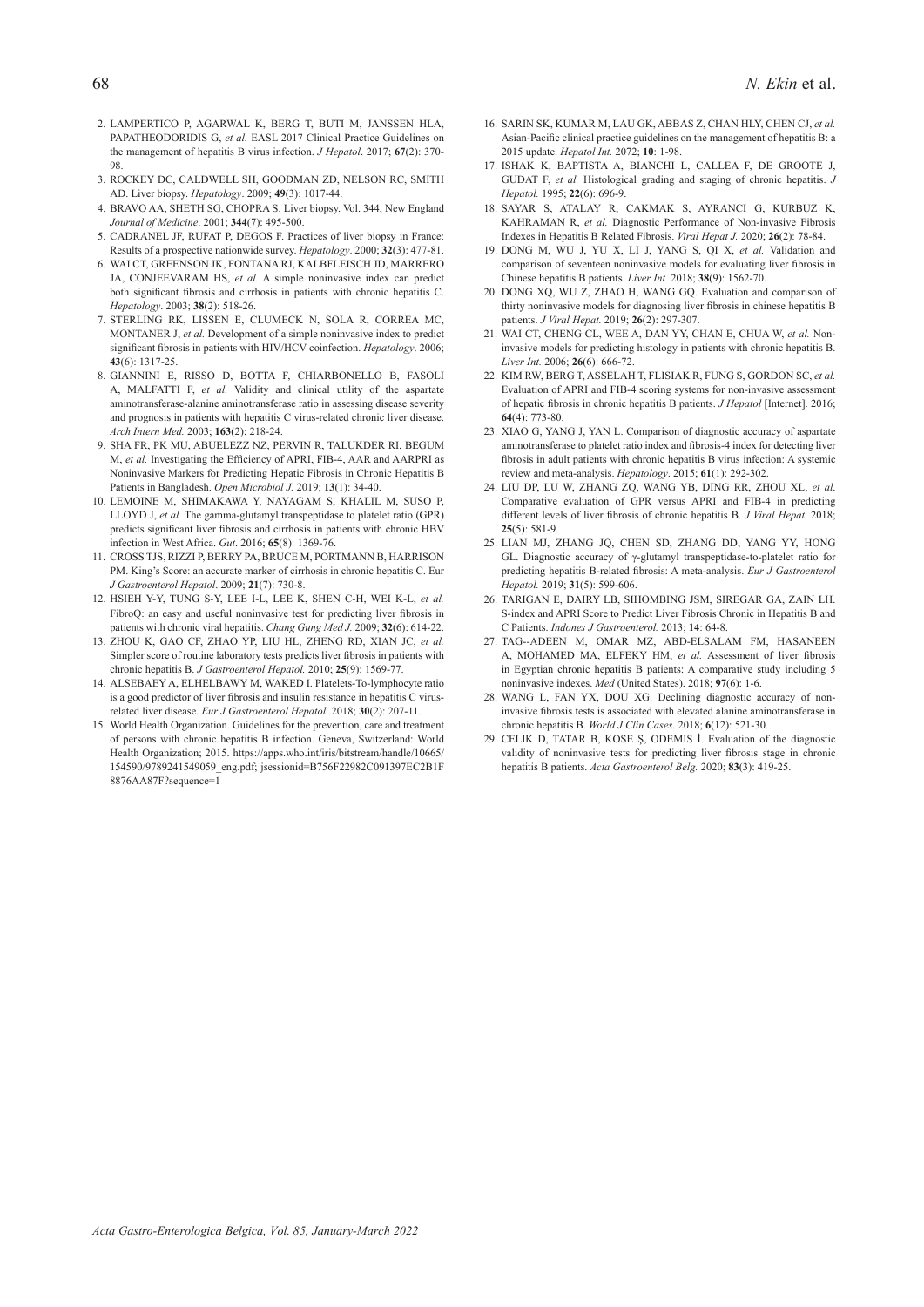2. LAMPERTICO P, AGARWAL K, BERG T, BUTI M, JANSSEN HLA, PAPATHEODORIDIS G, *et al.* EASL 2017 Clinical Practice Guidelines on the management of hepatitis B virus infection. *J Hepatol*. 2017; **67**(2): 370-98.
3. ROCKEY DC, CALDWELL SH, GOODMAN ZD, NELSON RC, SMITH AD. Liver biopsy. *Hepatology*. 2009; **49**(3): 1017-44.
4. BRAVO AA, SHETH SG, CHOPRA S. Liver biopsy. Vol. 344, New England *Journal of Medicine*. 2001; **344**(7): 495-500.
5. CADRANEL JF, RUFAT P, DEGOS F. Practices of liver biopsy in France: Results of a prospective nationwide survey. *Hepatology*. 2000; **32**(3): 477-81.
6. WAI CT, GREENSON JK, FONTANA RJ, KALBFLEISCH JD, MARRERO JA, CONJEEVARAM HS, *et al.* A simple noninvasive index can predict both significant fibrosis and cirrhosis in patients with chronic hepatitis C. *Hepatology*. 2003; **38**(2): 518-26.
7. STERLING RK, LISSEN E, CLUMECK N, SOLA R, CORREA MC, MONTANER J, *et al.* Development of a simple noninvasive index to predict significant fibrosis in patients with HIV/HCV coinfection. *Hepatology*. 2006; **43**(6): 1317-25.
8. GIANNINI E, RISSO D, BOTTA F, CHIARBONELLO B, FASOLI A, MALFATTI F, *et al.* Validity and clinical utility of the aspartate aminotransferase-alanine aminotransferase ratio in assessing disease severity and prognosis in patients with hepatitis C virus-related chronic liver disease. *Arch Intern Med.* 2003; **163**(2): 218-24.
9. SHA FR, PK MU, ABUELEZZ NZ, PERVIN R, TALUKDER RI, BEGUM M, *et al.* Investigating the Efficiency of APRI, FIB-4, AAR and AARPRI as Noninvasive Markers for Predicting Hepatic Fibrosis in Chronic Hepatitis B Patients in Bangladesh. *Open Microbiol J.* 2019; **13**(1): 34-40.
10. LEMOINE M, SHIMAKAWA Y, NAYAGAM S, KHALIL M, SUSO P, LLOYD J, *et al.* The gamma-glutamyl transpeptidase to platelet ratio (GPR) predicts significant liver fibrosis and cirrhosis in patients with chronic HBV infection in West Africa. *Gut*. 2016; **65**(8): 1369-76.
11. CROSS TJS, RIZZI P, BERRY PA, BRUCE M, PORTMANN B, HARRISON PM. King's Score: an accurate marker of cirrhosis in chronic hepatitis C. Eur *J Gastroenterol Hepatol*. 2009; **21**(7): 730-8.
12. HSIEH Y-Y, TUNG S-Y, LEE I-L, LEE K, SHEN C-H, WEI K-L, *et al.* FibroQ: an easy and useful noninvasive test for predicting liver fibrosis in patients with chronic viral hepatitis. *Chang Gung Med J.* 2009; **32**(6): 614-22.
13. ZHOU K, GAO CF, ZHAO YP, LIU HL, ZHENG RD, XIAN JC, *et al.* Simpler score of routine laboratory tests predicts liver fibrosis in patients with chronic hepatitis B. *J Gastroenterol Hepatol.* 2010; **25**(9): 1569-77.
14. ALSEBAEY A, ELHELBAWY M, WAKED I. Platelets-To-lymphocyte ratio is a good predictor of liver fibrosis and insulin resistance in hepatitis C virus-related liver disease. *Eur J Gastroenterol Hepatol.* 2018; **30**(2): 207-11.
15. World Health Organization. Guidelines for the prevention, care and treatment of persons with chronic hepatitis B infection. Geneva, Switzerland: World Health Organization; 2015. https://apps.who.int/iris/bitstream/handle/10665/154590/9789241549059_eng.pdf; jsessionid=B756F22982C091397EC2B1F8876AA87F?sequence=1
16. SARIN SK, KUMAR M, LAU GK, ABBAS Z, CHAN HLY, CHEN CJ, *et al.* Asian-Pacific clinical practice guidelines on the management of hepatitis B: a 2015 update. *Hepatol Int.* 2072; **10**: 1-98.
17. ISHAK K, BAPTISTA A, BIANCHI L, CALLEA F, DE GROOTE J, GUDAT F, *et al.* Histological grading and staging of chronic hepatitis. *J Hepatol.* 1995; **22**(6): 696-9.
18. SAYAR S, ATALAY R, CAKMAK S, AYRANCI G, KURBUZ K, KAHRAMAN R, *et al.* Diagnostic Performance of Non-invasive Fibrosis Indexes in Hepatitis B Related Fibrosis. *Viral Hepat J.* 2020; **26**(2): 78-84.
19. DONG M, WU J, YU X, LI J, YANG S, QI X, *et al.* Validation and comparison of seventeen noninvasive models for evaluating liver fibrosis in Chinese hepatitis B patients. *Liver Int.* 2018; **38**(9): 1562-70.
20. DONG XQ, WU Z, ZHAO H, WANG GQ. Evaluation and comparison of thirty noninvasive models for diagnosing liver fibrosis in chinese hepatitis B patients. *J Viral Hepat.* 2019; **26**(2): 297-307.
21. WAI CT, CHENG CL, WEE A, DAN YY, CHAN E, CHUA W, *et al.* Non-invasive models for predicting histology in patients with chronic hepatitis B. *Liver Int.* 2006; **26**(6): 666-72.
22. KIM RW, BERG T, ASSELAH T, FLISIAK R, FUNG S, GORDON SC, *et al.* Evaluation of APRI and FIB-4 scoring systems for non-invasive assessment of hepatic fibrosis in chronic hepatitis B patients. *J Hepatol* [Internet]. 2016; **64**(4): 773-80.
23. XIAO G, YANG J, YAN L. Comparison of diagnostic accuracy of aspartate aminotransferase to platelet ratio index and fibrosis-4 index for detecting liver fibrosis in adult patients with chronic hepatitis B virus infection: A systemic review and meta-analysis. *Hepatology*. 2015; **61**(1): 292-302.
24. LIU DP, LU W, ZHANG ZQ, WANG YB, DING RR, ZHOU XL, *et al*. Comparative evaluation of GPR versus APRI and FIB-4 in predicting different levels of liver fibrosis of chronic hepatitis B. *J Viral Hepat.* 2018; **25**(5): 581-9.
25. LIAN MJ, ZHANG JQ, CHEN SD, ZHANG DD, YANG YY, HONG GL. Diagnostic accuracy of γ-glutamyl transpeptidase-to-platelet ratio for predicting hepatitis B-related fibrosis: A meta-analysis. *Eur J Gastroenterol Hepatol.* 2019; **31**(5): 599-606.
26. TARIGAN E, DAIRY LB, SIHOMBING JSM, SIREGAR GA, ZAIN LH. S-index and APRI Score to Predict Liver Fibrosis Chronic in Hepatitis B and C Patients. *Indones J Gastroenterol.* 2013; **14**: 64-8.
27. TAG--ADEEN M, OMAR MZ, ABD-ELSALAM FM, HASANEEN A, MOHAMED MA, ELFEKY HM, *et al.* Assessment of liver fibrosis in Egyptian chronic hepatitis B patients: A comparative study including 5 noninvasive indexes. *Med* (United States). 2018; **97**(6): 1-6.
28. WANG L, FAN YX, DOU XG. Declining diagnostic accuracy of non-invasive fibrosis tests is associated with elevated alanine aminotransferase in chronic hepatitis B. *World J Clin Cases*. 2018; **6**(12): 521-30.
29. CELIK D, TATAR B, KOSE Ş, ODEMIS İ. Evaluation of the diagnostic validity of noninvasive tests for predicting liver fibrosis stage in chronic hepatitis B patients. *Acta Gastroenterol Belg.* 2020; **83**(3): 419-25.